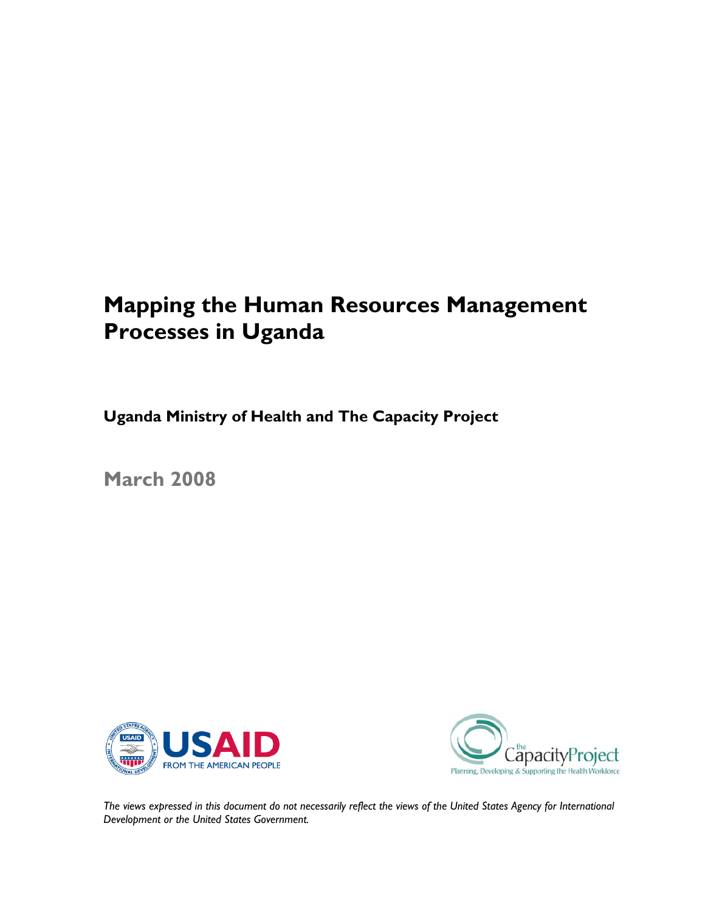# Mapping the Human Resources Management Processes in Uganda

**Uganda Ministry of Health and The Capacity Project**

**March 2008**

*The views expressed in this document do not necessarily reflect the views of the United States Agency for International Development or the United States Government.*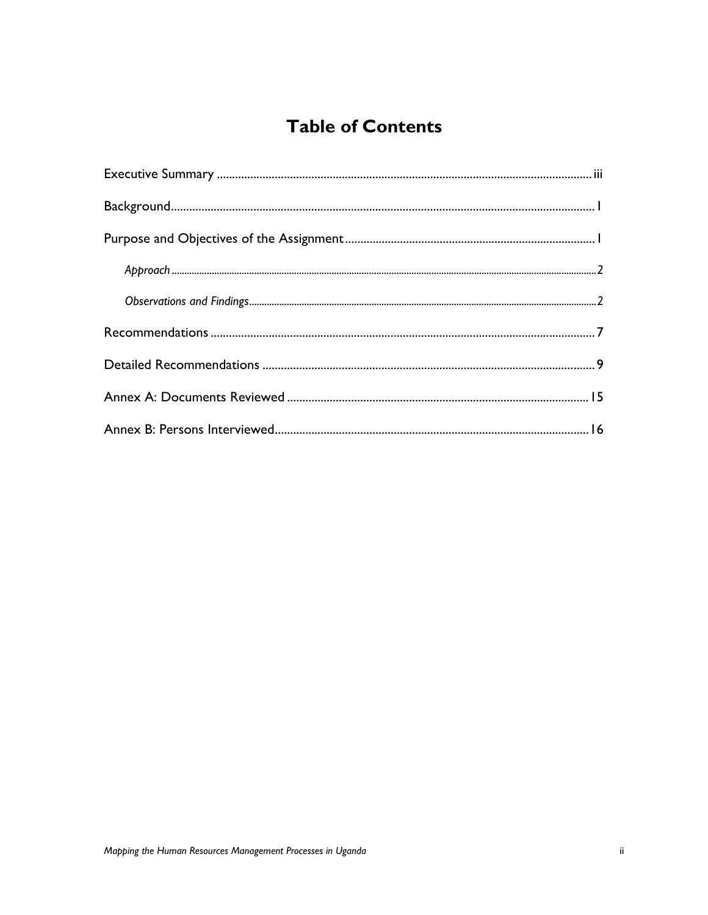# Table of Contents

Executive Summary ........ iii

Background ........ 1

Purpose and Objectives of the Assignment ........ 1

*Approach* ........ 2

*Observations and Findings* ........ 2

Recommendations ........ 7

Detailed Recommendations ........ 9

Annex A: Documents Reviewed ........ 15

Annex B: Persons Interviewed ........ 16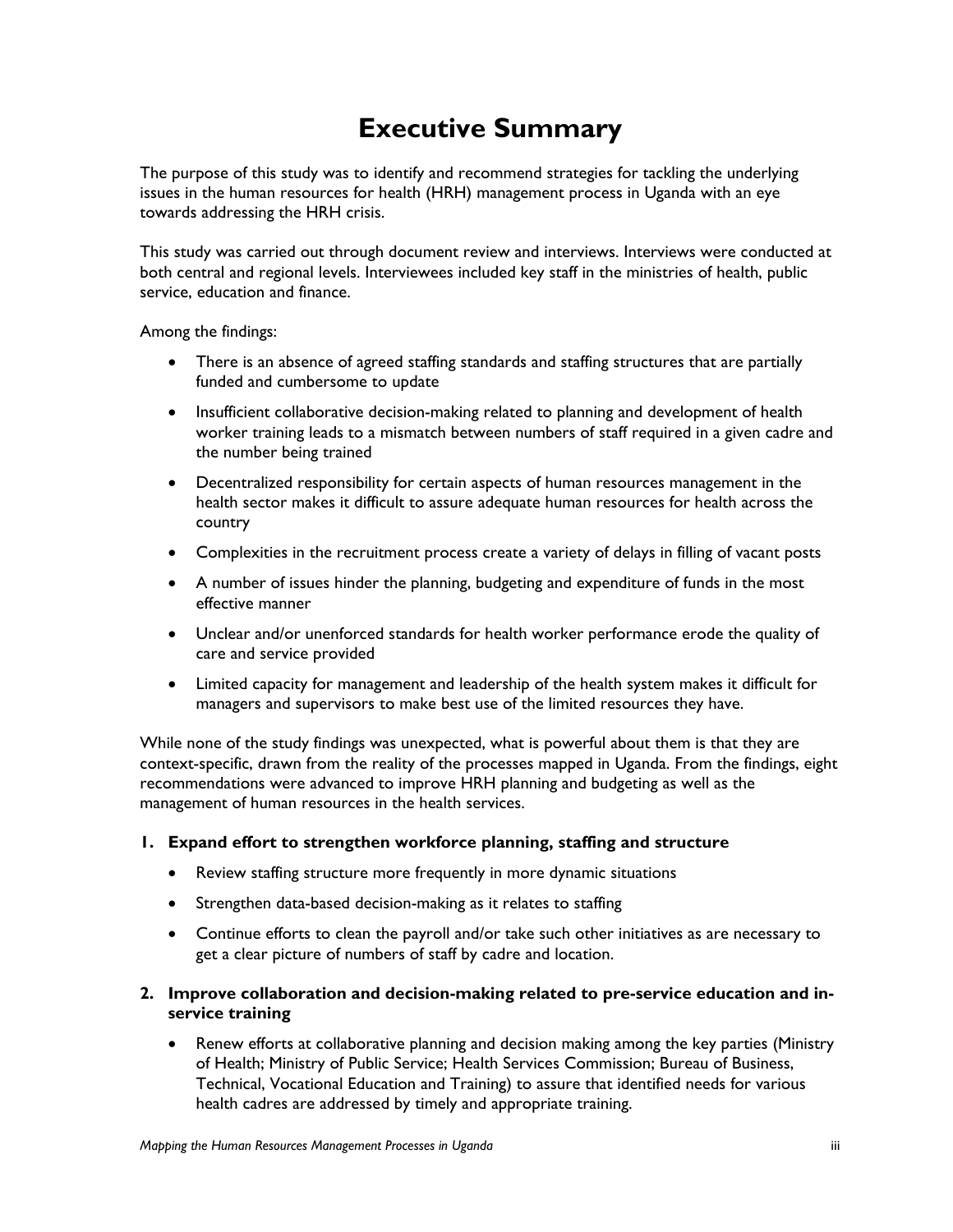# Executive Summary

The purpose of this study was to identify and recommend strategies for tackling the underlying issues in the human resources for health (HRH) management process in Uganda with an eye towards addressing the HRH crisis.

This study was carried out through document review and interviews. Interviews were conducted at both central and regional levels. Interviewees included key staff in the ministries of health, public service, education and finance.

Among the findings:

- There is an absence of agreed staffing standards and staffing structures that are partially funded and cumbersome to update
- Insufficient collaborative decision-making related to planning and development of health worker training leads to a mismatch between numbers of staff required in a given cadre and the number being trained
- Decentralized responsibility for certain aspects of human resources management in the health sector makes it difficult to assure adequate human resources for health across the country
- Complexities in the recruitment process create a variety of delays in filling of vacant posts
- A number of issues hinder the planning, budgeting and expenditure of funds in the most effective manner
- Unclear and/or unenforced standards for health worker performance erode the quality of care and service provided
- Limited capacity for management and leadership of the health system makes it difficult for managers and supervisors to make best use of the limited resources they have.

While none of the study findings was unexpected, what is powerful about them is that they are context-specific, drawn from the reality of the processes mapped in Uganda. From the findings, eight recommendations were advanced to improve HRH planning and budgeting as well as the management of human resources in the health services.

1. **Expand effort to strengthen workforce planning, staffing and structure**
   - Review staffing structure more frequently in more dynamic situations
   - Strengthen data-based decision-making as it relates to staffing
   - Continue efforts to clean the payroll and/or take such other initiatives as are necessary to get a clear picture of numbers of staff by cadre and location.

2. **Improve collaboration and decision-making related to pre-service education and in-service training**
   - Renew efforts at collaborative planning and decision making among the key parties (Ministry of Health; Ministry of Public Service; Health Services Commission; Bureau of Business, Technical, Vocational Education and Training) to assure that identified needs for various health cadres are addressed by timely and appropriate training.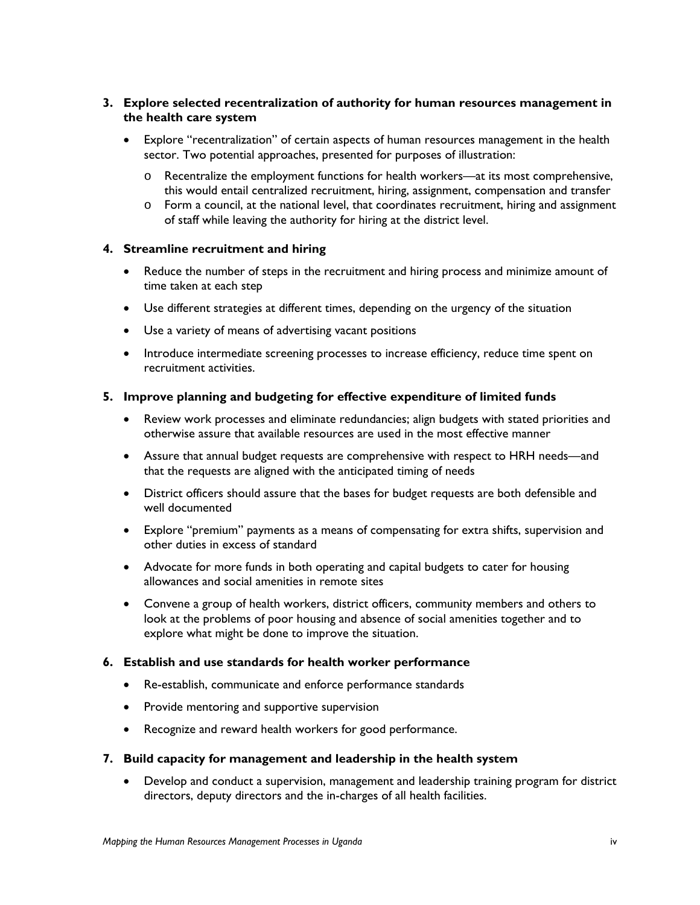3. **Explore selected recentralization of authority for human resources management in the health care system**

   - Explore "recentralization" of certain aspects of human resources management in the health sector. Two potential approaches, presented for purposes of illustration:
     - Recentralize the employment functions for health workers—at its most comprehensive, this would entail centralized recruitment, hiring, assignment, compensation and transfer
     - Form a council, at the national level, that coordinates recruitment, hiring and assignment of staff while leaving the authority for hiring at the district level.

4. **Streamline recruitment and hiring**

   - Reduce the number of steps in the recruitment and hiring process and minimize amount of time taken at each step
   - Use different strategies at different times, depending on the urgency of the situation
   - Use a variety of means of advertising vacant positions
   - Introduce intermediate screening processes to increase efficiency, reduce time spent on recruitment activities.

5. **Improve planning and budgeting for effective expenditure of limited funds**

   - Review work processes and eliminate redundancies; align budgets with stated priorities and otherwise assure that available resources are used in the most effective manner
   - Assure that annual budget requests are comprehensive with respect to HRH needs—and that the requests are aligned with the anticipated timing of needs
   - District officers should assure that the bases for budget requests are both defensible and well documented
   - Explore "premium" payments as a means of compensating for extra shifts, supervision and other duties in excess of standard
   - Advocate for more funds in both operating and capital budgets to cater for housing allowances and social amenities in remote sites
   - Convene a group of health workers, district officers, community members and others to look at the problems of poor housing and absence of social amenities together and to explore what might be done to improve the situation.

6. **Establish and use standards for health worker performance**

   - Re-establish, communicate and enforce performance standards
   - Provide mentoring and supportive supervision
   - Recognize and reward health workers for good performance.

7. **Build capacity for management and leadership in the health system**

   - Develop and conduct a supervision, management and leadership training program for district directors, deputy directors and the in-charges of all health facilities.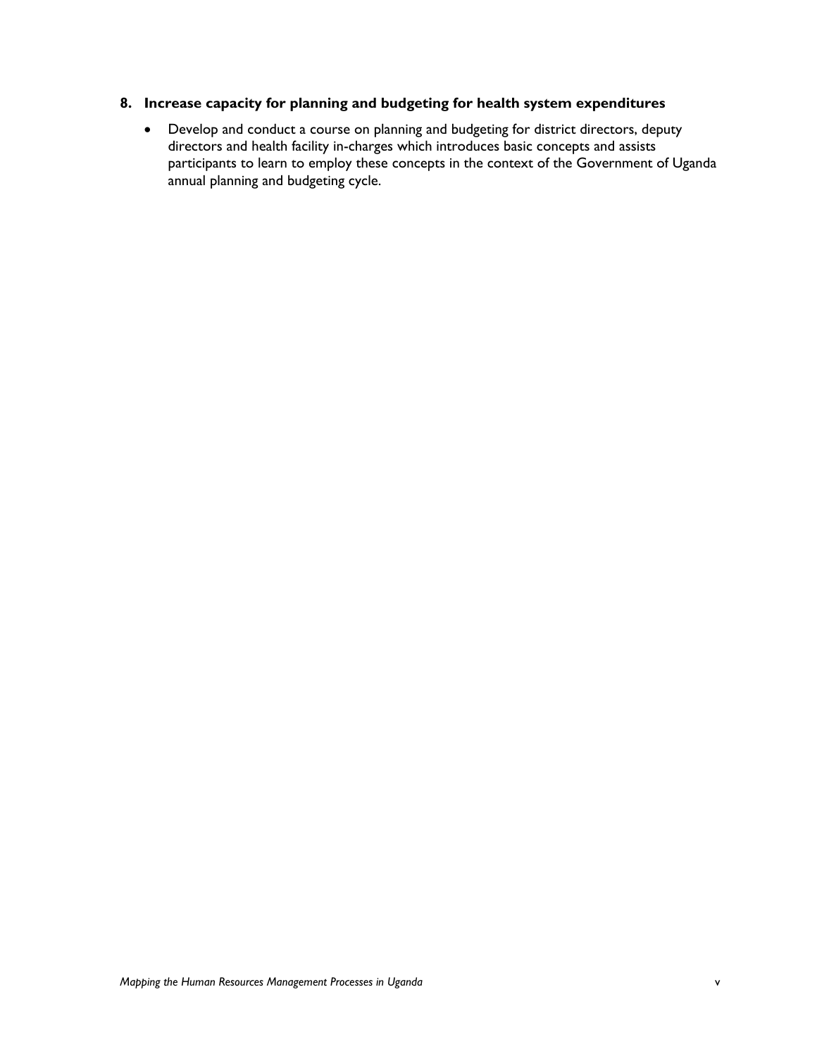8. **Increase capacity for planning and budgeting for health system expenditures**

   - Develop and conduct a course on planning and budgeting for district directors, deputy directors and health facility in-charges which introduces basic concepts and assists participants to learn to employ these concepts in the context of the Government of Uganda annual planning and budgeting cycle.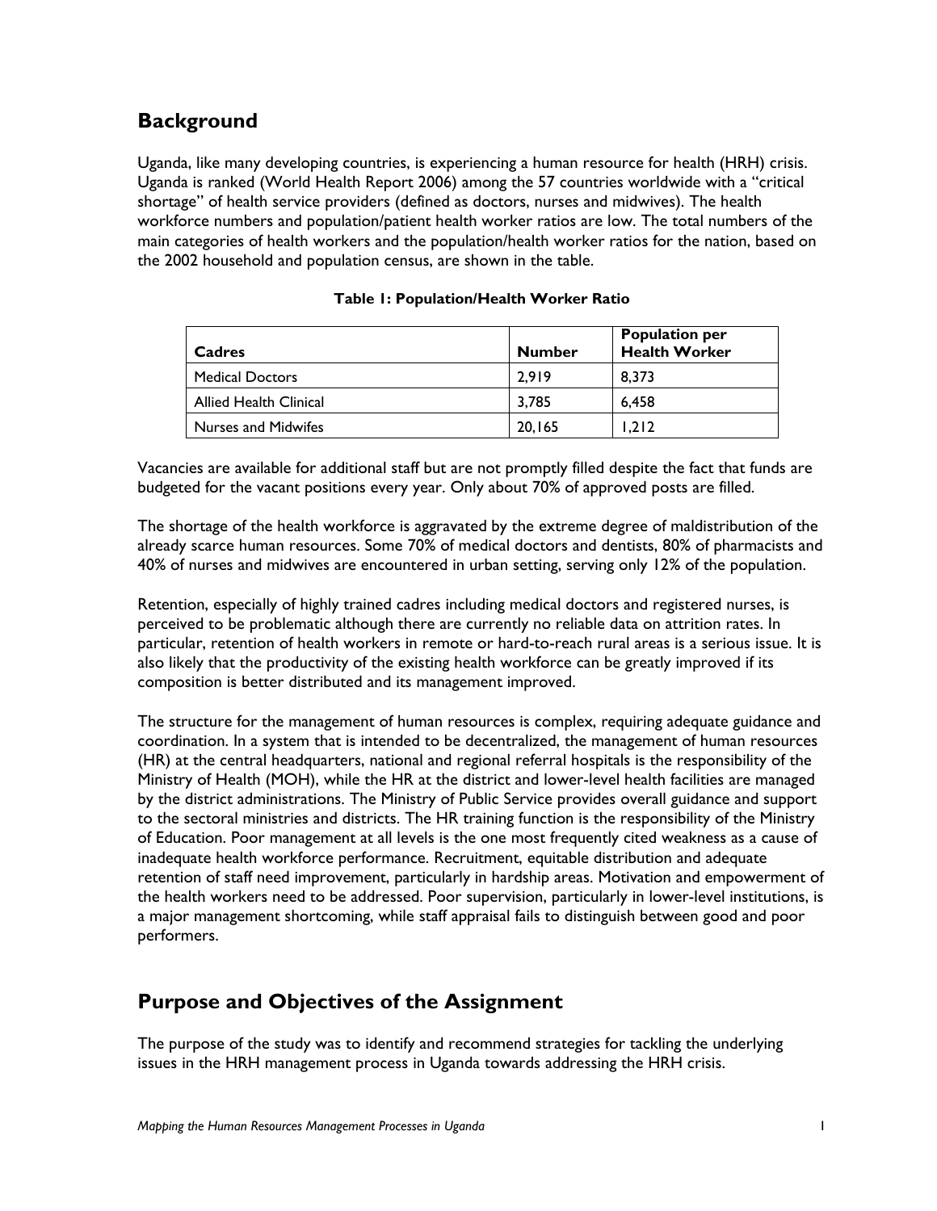## Background

Uganda, like many developing countries, is experiencing a human resource for health (HRH) crisis. Uganda is ranked (World Health Report 2006) among the 57 countries worldwide with a "critical shortage" of health service providers (defined as doctors, nurses and midwives). The health workforce numbers and population/patient health worker ratios are low. The total numbers of the main categories of health workers and the population/health worker ratios for the nation, based on the 2002 household and population census, are shown in the table.

**Table 1: Population/Health Worker Ratio**

| Cadres | Number | Population per Health Worker |
|---|---|---|
| Medical Doctors | 2,919 | 8,373 |
| Allied Health Clinical | 3,785 | 6,458 |
| Nurses and Midwifes | 20,165 | 1,212 |

Vacancies are available for additional staff but are not promptly filled despite the fact that funds are budgeted for the vacant positions every year. Only about 70% of approved posts are filled.

The shortage of the health workforce is aggravated by the extreme degree of maldistribution of the already scarce human resources. Some 70% of medical doctors and dentists, 80% of pharmacists and 40% of nurses and midwives are encountered in urban setting, serving only 12% of the population.

Retention, especially of highly trained cadres including medical doctors and registered nurses, is perceived to be problematic although there are currently no reliable data on attrition rates. In particular, retention of health workers in remote or hard-to-reach rural areas is a serious issue. It is also likely that the productivity of the existing health workforce can be greatly improved if its composition is better distributed and its management improved.

The structure for the management of human resources is complex, requiring adequate guidance and coordination. In a system that is intended to be decentralized, the management of human resources (HR) at the central headquarters, national and regional referral hospitals is the responsibility of the Ministry of Health (MOH), while the HR at the district and lower-level health facilities are managed by the district administrations. The Ministry of Public Service provides overall guidance and support to the sectoral ministries and districts. The HR training function is the responsibility of the Ministry of Education. Poor management at all levels is the one most frequently cited weakness as a cause of inadequate health workforce performance. Recruitment, equitable distribution and adequate retention of staff need improvement, particularly in hardship areas. Motivation and empowerment of the health workers need to be addressed. Poor supervision, particularly in lower-level institutions, is a major management shortcoming, while staff appraisal fails to distinguish between good and poor performers.

## Purpose and Objectives of the Assignment

The purpose of the study was to identify and recommend strategies for tackling the underlying issues in the HRH management process in Uganda towards addressing the HRH crisis.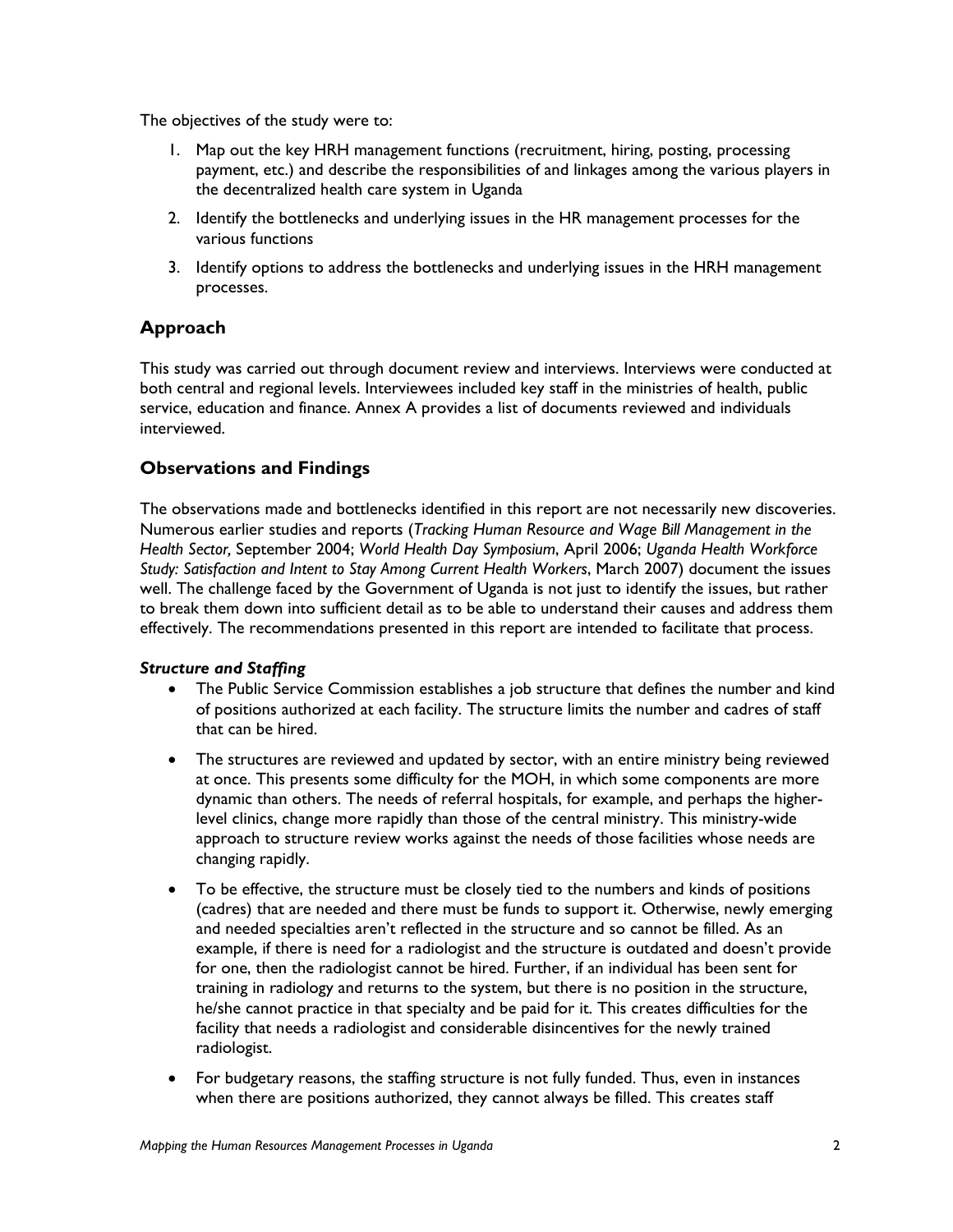The objectives of the study were to:

1. Map out the key HRH management functions (recruitment, hiring, posting, processing payment, etc.) and describe the responsibilities of and linkages among the various players in the decentralized health care system in Uganda
2. Identify the bottlenecks and underlying issues in the HR management processes for the various functions
3. Identify options to address the bottlenecks and underlying issues in the HRH management processes.

## Approach

This study was carried out through document review and interviews. Interviews were conducted at both central and regional levels. Interviewees included key staff in the ministries of health, public service, education and finance. Annex A provides a list of documents reviewed and individuals interviewed.

## Observations and Findings

The observations made and bottlenecks identified in this report are not necessarily new discoveries. Numerous earlier studies and reports (*Tracking Human Resource and Wage Bill Management in the Health Sector,* September 2004; *World Health Day Symposium*, April 2006; *Uganda Health Workforce Study: Satisfaction and Intent to Stay Among Current Health Workers*, March 2007) document the issues well. The challenge faced by the Government of Uganda is not just to identify the issues, but rather to break them down into sufficient detail as to be able to understand their causes and address them effectively. The recommendations presented in this report are intended to facilitate that process.

### *Structure and Staffing*

- The Public Service Commission establishes a job structure that defines the number and kind of positions authorized at each facility. The structure limits the number and cadres of staff that can be hired.
- The structures are reviewed and updated by sector, with an entire ministry being reviewed at once. This presents some difficulty for the MOH, in which some components are more dynamic than others. The needs of referral hospitals, for example, and perhaps the higher-level clinics, change more rapidly than those of the central ministry. This ministry-wide approach to structure review works against the needs of those facilities whose needs are changing rapidly.
- To be effective, the structure must be closely tied to the numbers and kinds of positions (cadres) that are needed and there must be funds to support it. Otherwise, newly emerging and needed specialties aren't reflected in the structure and so cannot be filled. As an example, if there is need for a radiologist and the structure is outdated and doesn't provide for one, then the radiologist cannot be hired. Further, if an individual has been sent for training in radiology and returns to the system, but there is no position in the structure, he/she cannot practice in that specialty and be paid for it. This creates difficulties for the facility that needs a radiologist and considerable disincentives for the newly trained radiologist.
- For budgetary reasons, the staffing structure is not fully funded. Thus, even in instances when there are positions authorized, they cannot always be filled. This creates staff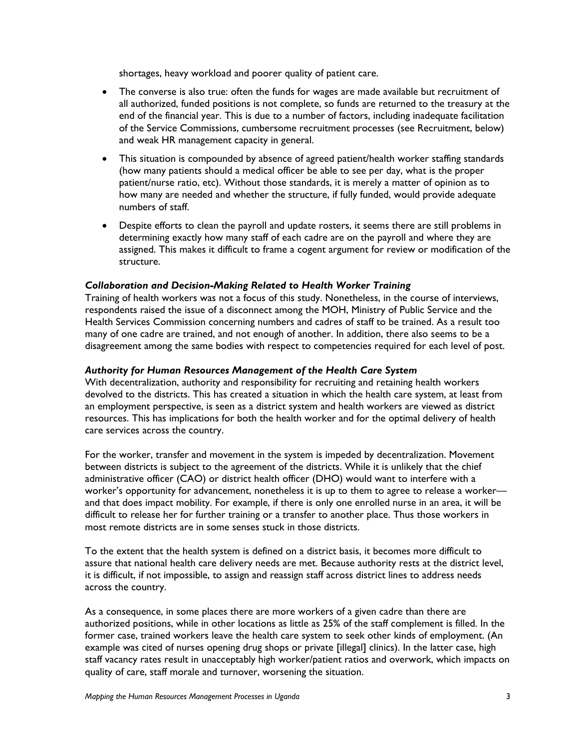shortages, heavy workload and poorer quality of patient care.

- The converse is also true: often the funds for wages are made available but recruitment of all authorized, funded positions is not complete, so funds are returned to the treasury at the end of the financial year. This is due to a number of factors, including inadequate facilitation of the Service Commissions, cumbersome recruitment processes (see Recruitment, below) and weak HR management capacity in general.
- This situation is compounded by absence of agreed patient/health worker staffing standards (how many patients should a medical officer be able to see per day, what is the proper patient/nurse ratio, etc). Without those standards, it is merely a matter of opinion as to how many are needed and whether the structure, if fully funded, would provide adequate numbers of staff.
- Despite efforts to clean the payroll and update rosters, it seems there are still problems in determining exactly how many staff of each cadre are on the payroll and where they are assigned. This makes it difficult to frame a cogent argument for review or modification of the structure.

***Collaboration and Decision-Making Related to Health Worker Training***

Training of health workers was not a focus of this study. Nonetheless, in the course of interviews, respondents raised the issue of a disconnect among the MOH, Ministry of Public Service and the Health Services Commission concerning numbers and cadres of staff to be trained. As a result too many of one cadre are trained, and not enough of another. In addition, there also seems to be a disagreement among the same bodies with respect to competencies required for each level of post.

***Authority for Human Resources Management of the Health Care System***

With decentralization, authority and responsibility for recruiting and retaining health workers devolved to the districts. This has created a situation in which the health care system, at least from an employment perspective, is seen as a district system and health workers are viewed as district resources. This has implications for both the health worker and for the optimal delivery of health care services across the country.

For the worker, transfer and movement in the system is impeded by decentralization. Movement between districts is subject to the agreement of the districts. While it is unlikely that the chief administrative officer (CAO) or district health officer (DHO) would want to interfere with a worker's opportunity for advancement, nonetheless it is up to them to agree to release a worker—and that does impact mobility. For example, if there is only one enrolled nurse in an area, it will be difficult to release her for further training or a transfer to another place. Thus those workers in most remote districts are in some senses stuck in those districts.

To the extent that the health system is defined on a district basis, it becomes more difficult to assure that national health care delivery needs are met. Because authority rests at the district level, it is difficult, if not impossible, to assign and reassign staff across district lines to address needs across the country.

As a consequence, in some places there are more workers of a given cadre than there are authorized positions, while in other locations as little as 25% of the staff complement is filled. In the former case, trained workers leave the health care system to seek other kinds of employment. (An example was cited of nurses opening drug shops or private [illegal] clinics). In the latter case, high staff vacancy rates result in unacceptably high worker/patient ratios and overwork, which impacts on quality of care, staff morale and turnover, worsening the situation.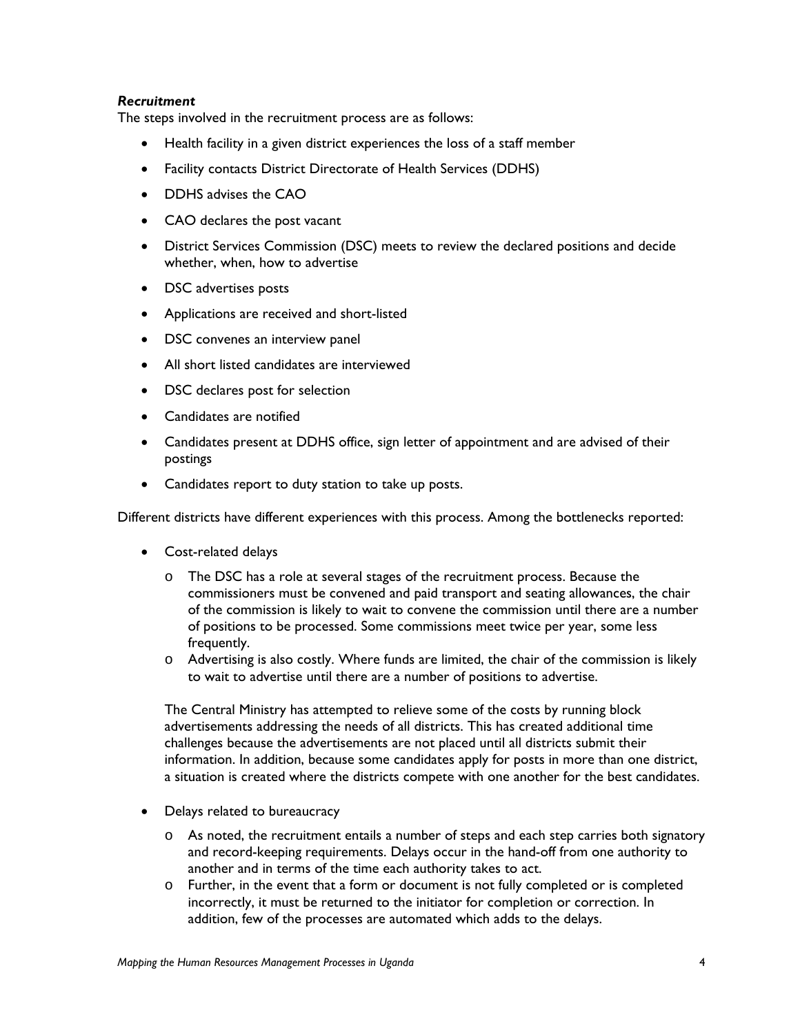***Recruitment***

The steps involved in the recruitment process are as follows:

- Health facility in a given district experiences the loss of a staff member
- Facility contacts District Directorate of Health Services (DDHS)
- DDHS advises the CAO
- CAO declares the post vacant
- District Services Commission (DSC) meets to review the declared positions and decide whether, when, how to advertise
- DSC advertises posts
- Applications are received and short-listed
- DSC convenes an interview panel
- All short listed candidates are interviewed
- DSC declares post for selection
- Candidates are notified
- Candidates present at DDHS office, sign letter of appointment and are advised of their postings
- Candidates report to duty station to take up posts.

Different districts have different experiences with this process. Among the bottlenecks reported:

- Cost-related delays
  - The DSC has a role at several stages of the recruitment process. Because the commissioners must be convened and paid transport and seating allowances, the chair of the commission is likely to wait to convene the commission until there are a number of positions to be processed. Some commissions meet twice per year, some less frequently.
  - Advertising is also costly. Where funds are limited, the chair of the commission is likely to wait to advertise until there are a number of positions to advertise.

  The Central Ministry has attempted to relieve some of the costs by running block advertisements addressing the needs of all districts. This has created additional time challenges because the advertisements are not placed until all districts submit their information. In addition, because some candidates apply for posts in more than one district, a situation is created where the districts compete with one another for the best candidates.

- Delays related to bureaucracy
  - As noted, the recruitment entails a number of steps and each step carries both signatory and record-keeping requirements. Delays occur in the hand-off from one authority to another and in terms of the time each authority takes to act.
  - Further, in the event that a form or document is not fully completed or is completed incorrectly, it must be returned to the initiator for completion or correction. In addition, few of the processes are automated which adds to the delays.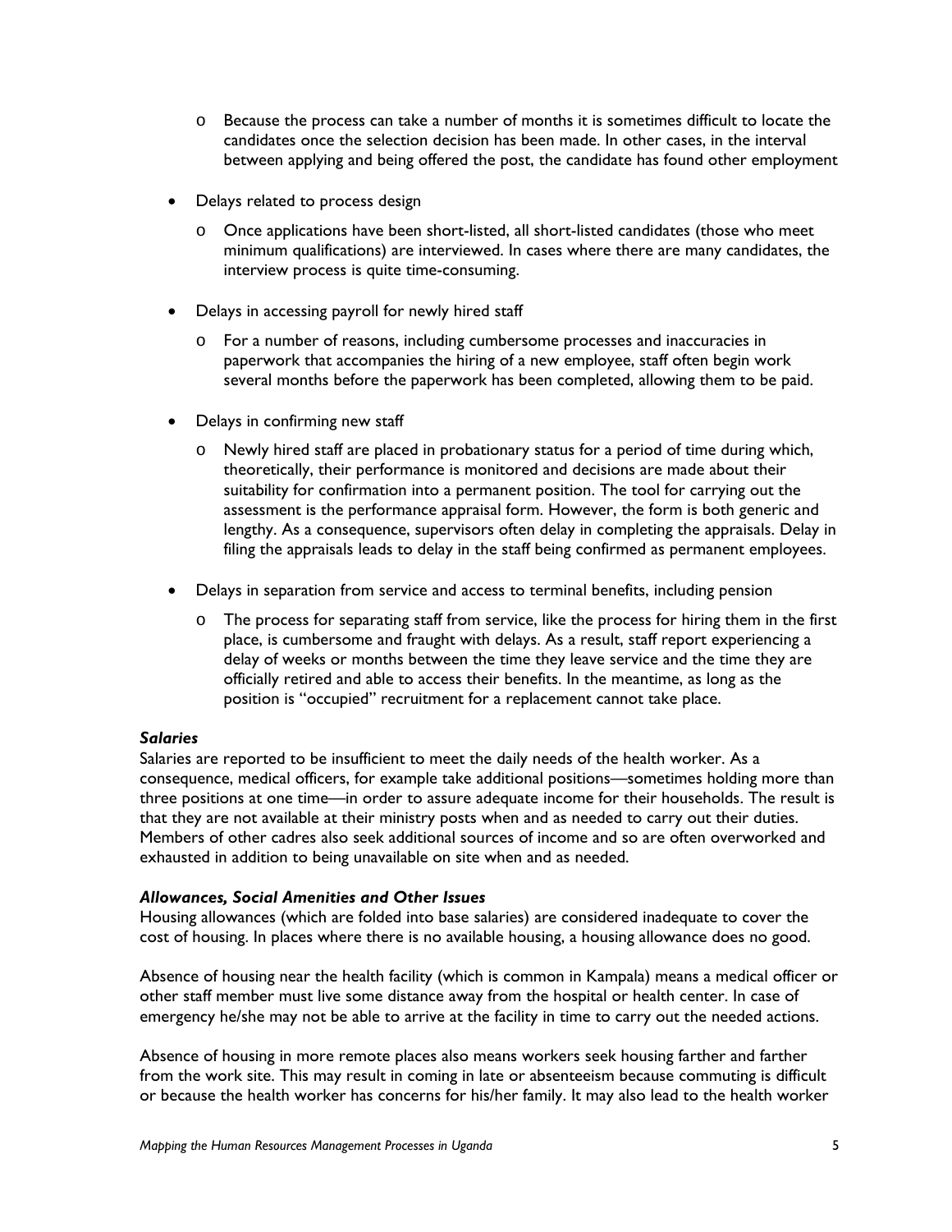- Because the process can take a number of months it is sometimes difficult to locate the candidates once the selection decision has been made. In other cases, in the interval between applying and being offered the post, the candidate has found other employment

- Delays related to process design
  - Once applications have been short-listed, all short-listed candidates (those who meet minimum qualifications) are interviewed. In cases where there are many candidates, the interview process is quite time-consuming.

- Delays in accessing payroll for newly hired staff
  - For a number of reasons, including cumbersome processes and inaccuracies in paperwork that accompanies the hiring of a new employee, staff often begin work several months before the paperwork has been completed, allowing them to be paid.

- Delays in confirming new staff
  - Newly hired staff are placed in probationary status for a period of time during which, theoretically, their performance is monitored and decisions are made about their suitability for confirmation into a permanent position. The tool for carrying out the assessment is the performance appraisal form. However, the form is both generic and lengthy. As a consequence, supervisors often delay in completing the appraisals. Delay in filing the appraisals leads to delay in the staff being confirmed as permanent employees.

- Delays in separation from service and access to terminal benefits, including pension
  - The process for separating staff from service, like the process for hiring them in the first place, is cumbersome and fraught with delays. As a result, staff report experiencing a delay of weeks or months between the time they leave service and the time they are officially retired and able to access their benefits. In the meantime, as long as the position is "occupied" recruitment for a replacement cannot take place.

***Salaries***

Salaries are reported to be insufficient to meet the daily needs of the health worker. As a consequence, medical officers, for example take additional positions—sometimes holding more than three positions at one time—in order to assure adequate income for their households. The result is that they are not available at their ministry posts when and as needed to carry out their duties. Members of other cadres also seek additional sources of income and so are often overworked and exhausted in addition to being unavailable on site when and as needed.

***Allowances, Social Amenities and Other Issues***

Housing allowances (which are folded into base salaries) are considered inadequate to cover the cost of housing. In places where there is no available housing, a housing allowance does no good.

Absence of housing near the health facility (which is common in Kampala) means a medical officer or other staff member must live some distance away from the hospital or health center. In case of emergency he/she may not be able to arrive at the facility in time to carry out the needed actions.

Absence of housing in more remote places also means workers seek housing farther and farther from the work site. This may result in coming in late or absenteeism because commuting is difficult or because the health worker has concerns for his/her family. It may also lead to the health worker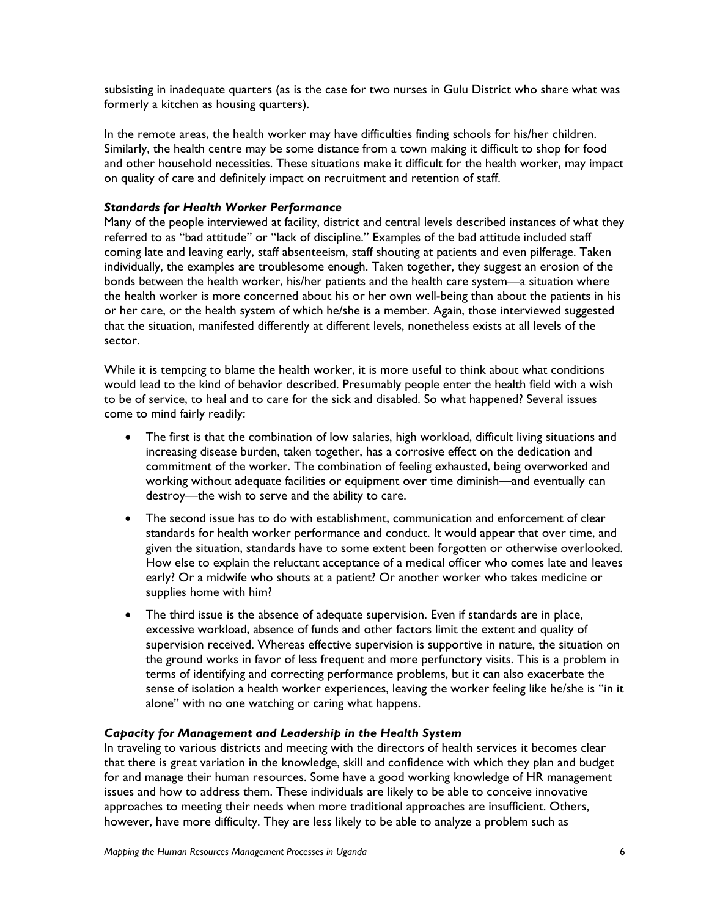subsisting in inadequate quarters (as is the case for two nurses in Gulu District who share what was formerly a kitchen as housing quarters).

In the remote areas, the health worker may have difficulties finding schools for his/her children. Similarly, the health centre may be some distance from a town making it difficult to shop for food and other household necessities. These situations make it difficult for the health worker, may impact on quality of care and definitely impact on recruitment and retention of staff.

***Standards for Health Worker Performance***

Many of the people interviewed at facility, district and central levels described instances of what they referred to as "bad attitude" or "lack of discipline." Examples of the bad attitude included staff coming late and leaving early, staff absenteeism, staff shouting at patients and even pilferage. Taken individually, the examples are troublesome enough. Taken together, they suggest an erosion of the bonds between the health worker, his/her patients and the health care system—a situation where the health worker is more concerned about his or her own well-being than about the patients in his or her care, or the health system of which he/she is a member. Again, those interviewed suggested that the situation, manifested differently at different levels, nonetheless exists at all levels of the sector.

While it is tempting to blame the health worker, it is more useful to think about what conditions would lead to the kind of behavior described. Presumably people enter the health field with a wish to be of service, to heal and to care for the sick and disabled. So what happened? Several issues come to mind fairly readily:

- The first is that the combination of low salaries, high workload, difficult living situations and increasing disease burden, taken together, has a corrosive effect on the dedication and commitment of the worker. The combination of feeling exhausted, being overworked and working without adequate facilities or equipment over time diminish—and eventually can destroy—the wish to serve and the ability to care.
- The second issue has to do with establishment, communication and enforcement of clear standards for health worker performance and conduct. It would appear that over time, and given the situation, standards have to some extent been forgotten or otherwise overlooked. How else to explain the reluctant acceptance of a medical officer who comes late and leaves early? Or a midwife who shouts at a patient? Or another worker who takes medicine or supplies home with him?
- The third issue is the absence of adequate supervision. Even if standards are in place, excessive workload, absence of funds and other factors limit the extent and quality of supervision received. Whereas effective supervision is supportive in nature, the situation on the ground works in favor of less frequent and more perfunctory visits. This is a problem in terms of identifying and correcting performance problems, but it can also exacerbate the sense of isolation a health worker experiences, leaving the worker feeling like he/she is "in it alone" with no one watching or caring what happens.

***Capacity for Management and Leadership in the Health System***

In traveling to various districts and meeting with the directors of health services it becomes clear that there is great variation in the knowledge, skill and confidence with which they plan and budget for and manage their human resources. Some have a good working knowledge of HR management issues and how to address them. These individuals are likely to be able to conceive innovative approaches to meeting their needs when more traditional approaches are insufficient. Others, however, have more difficulty. They are less likely to be able to analyze a problem such as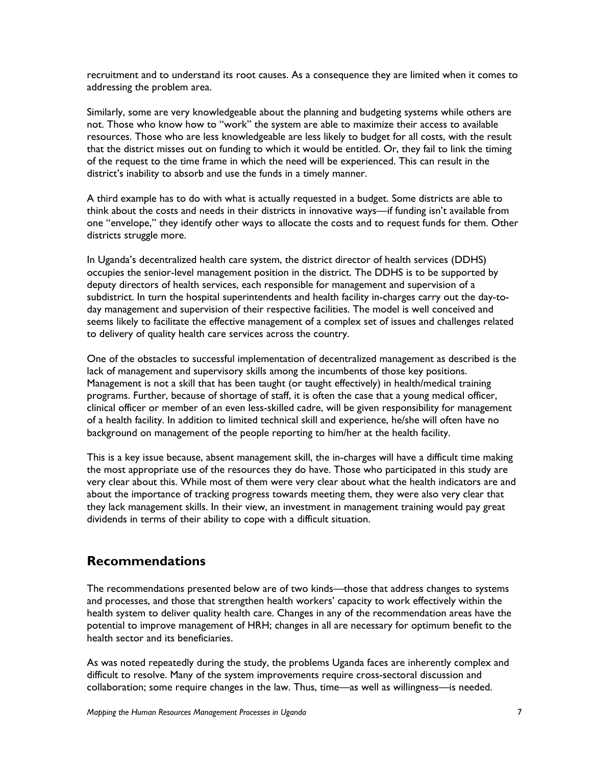recruitment and to understand its root causes. As a consequence they are limited when it comes to addressing the problem area.

Similarly, some are very knowledgeable about the planning and budgeting systems while others are not. Those who know how to "work" the system are able to maximize their access to available resources. Those who are less knowledgeable are less likely to budget for all costs, with the result that the district misses out on funding to which it would be entitled. Or, they fail to link the timing of the request to the time frame in which the need will be experienced. This can result in the district's inability to absorb and use the funds in a timely manner.

A third example has to do with what is actually requested in a budget. Some districts are able to think about the costs and needs in their districts in innovative ways—if funding isn't available from one "envelope," they identify other ways to allocate the costs and to request funds for them. Other districts struggle more.

In Uganda's decentralized health care system, the district director of health services (DDHS) occupies the senior-level management position in the district. The DDHS is to be supported by deputy directors of health services, each responsible for management and supervision of a subdistrict. In turn the hospital superintendents and health facility in-charges carry out the day-to-day management and supervision of their respective facilities. The model is well conceived and seems likely to facilitate the effective management of a complex set of issues and challenges related to delivery of quality health care services across the country.

One of the obstacles to successful implementation of decentralized management as described is the lack of management and supervisory skills among the incumbents of those key positions. Management is not a skill that has been taught (or taught effectively) in health/medical training programs. Further, because of shortage of staff, it is often the case that a young medical officer, clinical officer or member of an even less-skilled cadre, will be given responsibility for management of a health facility. In addition to limited technical skill and experience, he/she will often have no background on management of the people reporting to him/her at the health facility.

This is a key issue because, absent management skill, the in-charges will have a difficult time making the most appropriate use of the resources they do have. Those who participated in this study are very clear about this. While most of them were very clear about what the health indicators are and about the importance of tracking progress towards meeting them, they were also very clear that they lack management skills. In their view, an investment in management training would pay great dividends in terms of their ability to cope with a difficult situation.

## Recommendations

The recommendations presented below are of two kinds—those that address changes to systems and processes, and those that strengthen health workers' capacity to work effectively within the health system to deliver quality health care. Changes in any of the recommendation areas have the potential to improve management of HRH; changes in all are necessary for optimum benefit to the health sector and its beneficiaries.

As was noted repeatedly during the study, the problems Uganda faces are inherently complex and difficult to resolve. Many of the system improvements require cross-sectoral discussion and collaboration; some require changes in the law. Thus, time—as well as willingness—is needed.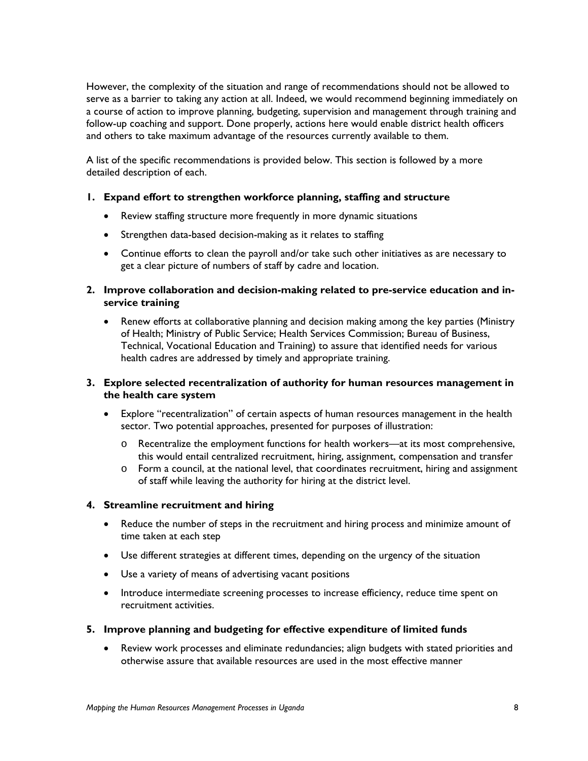However, the complexity of the situation and range of recommendations should not be allowed to serve as a barrier to taking any action at all. Indeed, we would recommend beginning immediately on a course of action to improve planning, budgeting, supervision and management through training and follow-up coaching and support. Done properly, actions here would enable district health officers and others to take maximum advantage of the resources currently available to them.

A list of the specific recommendations is provided below. This section is followed by a more detailed description of each.

1. **Expand effort to strengthen workforce planning, staffing and structure**
   - Review staffing structure more frequently in more dynamic situations
   - Strengthen data-based decision-making as it relates to staffing
   - Continue efforts to clean the payroll and/or take such other initiatives as are necessary to get a clear picture of numbers of staff by cadre and location.

2. **Improve collaboration and decision-making related to pre-service education and in-service training**
   - Renew efforts at collaborative planning and decision making among the key parties (Ministry of Health; Ministry of Public Service; Health Services Commission; Bureau of Business, Technical, Vocational Education and Training) to assure that identified needs for various health cadres are addressed by timely and appropriate training.

3. **Explore selected recentralization of authority for human resources management in the health care system**
   - Explore "recentralization" of certain aspects of human resources management in the health sector. Two potential approaches, presented for purposes of illustration:
     - Recentralize the employment functions for health workers—at its most comprehensive, this would entail centralized recruitment, hiring, assignment, compensation and transfer
     - Form a council, at the national level, that coordinates recruitment, hiring and assignment of staff while leaving the authority for hiring at the district level.

4. **Streamline recruitment and hiring**
   - Reduce the number of steps in the recruitment and hiring process and minimize amount of time taken at each step
   - Use different strategies at different times, depending on the urgency of the situation
   - Use a variety of means of advertising vacant positions
   - Introduce intermediate screening processes to increase efficiency, reduce time spent on recruitment activities.

5. **Improve planning and budgeting for effective expenditure of limited funds**
   - Review work processes and eliminate redundancies; align budgets with stated priorities and otherwise assure that available resources are used in the most effective manner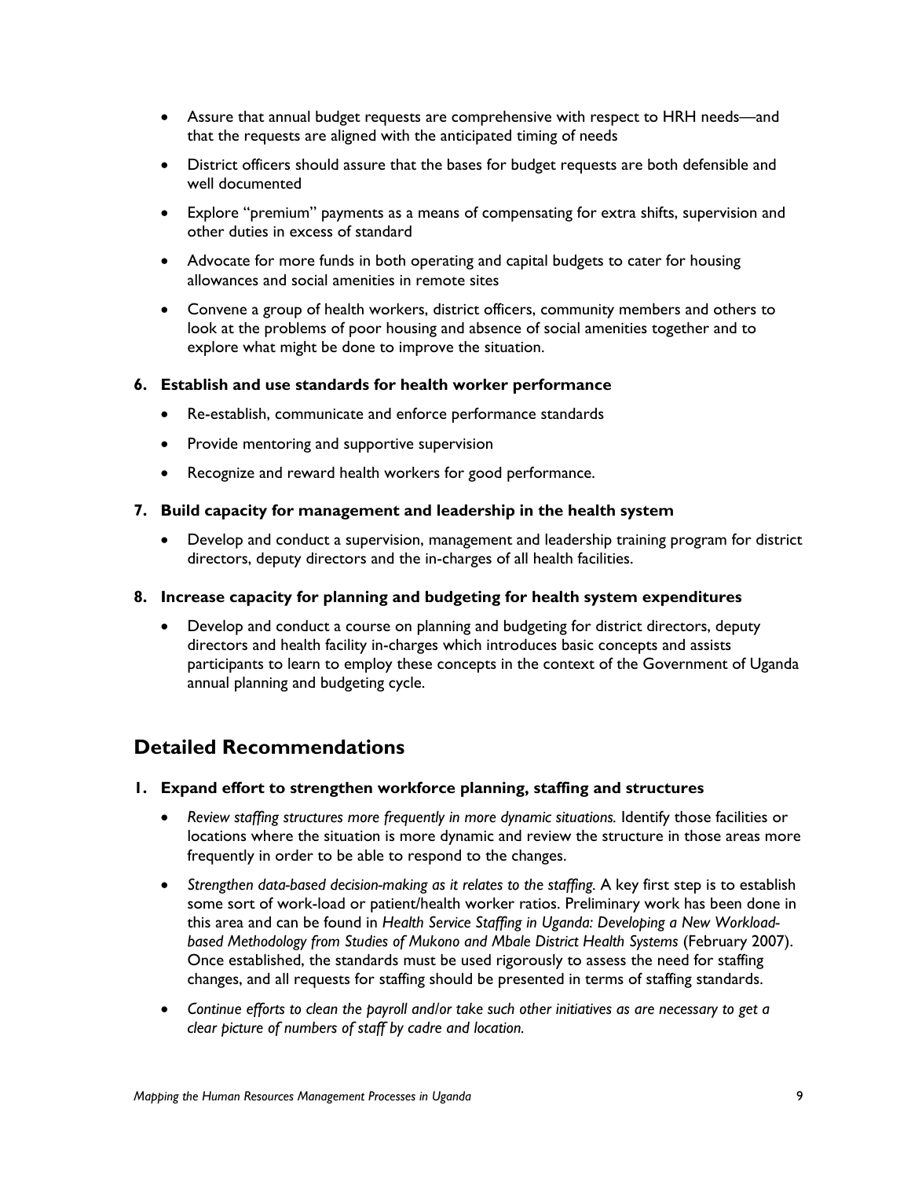- Assure that annual budget requests are comprehensive with respect to HRH needs—and that the requests are aligned with the anticipated timing of needs
- District officers should assure that the bases for budget requests are both defensible and well documented
- Explore "premium" payments as a means of compensating for extra shifts, supervision and other duties in excess of standard
- Advocate for more funds in both operating and capital budgets to cater for housing allowances and social amenities in remote sites
- Convene a group of health workers, district officers, community members and others to look at the problems of poor housing and absence of social amenities together and to explore what might be done to improve the situation.

**6. Establish and use standards for health worker performance**

- Re-establish, communicate and enforce performance standards
- Provide mentoring and supportive supervision
- Recognize and reward health workers for good performance.

**7. Build capacity for management and leadership in the health system**

- Develop and conduct a supervision, management and leadership training program for district directors, deputy directors and the in-charges of all health facilities.

**8. Increase capacity for planning and budgeting for health system expenditures**

- Develop and conduct a course on planning and budgeting for district directors, deputy directors and health facility in-charges which introduces basic concepts and assists participants to learn to employ these concepts in the context of the Government of Uganda annual planning and budgeting cycle.

## Detailed Recommendations

**1. Expand effort to strengthen workforce planning, staffing and structures**

- *Review staffing structures more frequently in more dynamic situations.* Identify those facilities or locations where the situation is more dynamic and review the structure in those areas more frequently in order to be able to respond to the changes.
- *Strengthen data-based decision-making as it relates to the staffing.* A key first step is to establish some sort of work-load or patient/health worker ratios. Preliminary work has been done in this area and can be found in *Health Service Staffing in Uganda: Developing a New Workload-based Methodology from Studies of Mukono and Mbale District Health Systems* (February 2007). Once established, the standards must be used rigorously to assess the need for staffing changes, and all requests for staffing should be presented in terms of staffing standards.
- *Continue efforts to clean the payroll and/or take such other initiatives as are necessary to get a clear picture of numbers of staff by cadre and location.*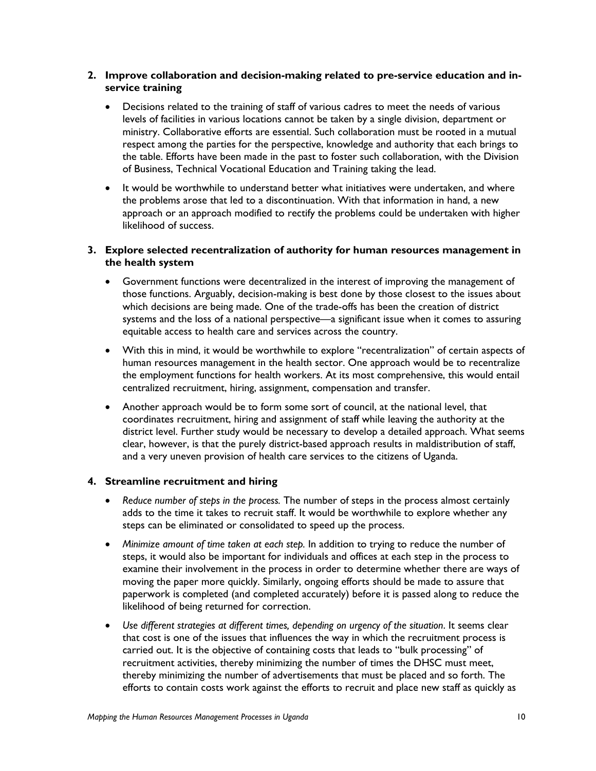**2. Improve collaboration and decision-making related to pre-service education and in-service training**

- Decisions related to the training of staff of various cadres to meet the needs of various levels of facilities in various locations cannot be taken by a single division, department or ministry. Collaborative efforts are essential. Such collaboration must be rooted in a mutual respect among the parties for the perspective, knowledge and authority that each brings to the table. Efforts have been made in the past to foster such collaboration, with the Division of Business, Technical Vocational Education and Training taking the lead.
- It would be worthwhile to understand better what initiatives were undertaken, and where the problems arose that led to a discontinuation. With that information in hand, a new approach or an approach modified to rectify the problems could be undertaken with higher likelihood of success.

**3. Explore selected recentralization of authority for human resources management in the health system**

- Government functions were decentralized in the interest of improving the management of those functions. Arguably, decision-making is best done by those closest to the issues about which decisions are being made. One of the trade-offs has been the creation of district systems and the loss of a national perspective—a significant issue when it comes to assuring equitable access to health care and services across the country.
- With this in mind, it would be worthwhile to explore "recentralization" of certain aspects of human resources management in the health sector. One approach would be to recentralize the employment functions for health workers. At its most comprehensive, this would entail centralized recruitment, hiring, assignment, compensation and transfer.
- Another approach would be to form some sort of council, at the national level, that coordinates recruitment, hiring and assignment of staff while leaving the authority at the district level. Further study would be necessary to develop a detailed approach. What seems clear, however, is that the purely district-based approach results in maldistribution of staff, and a very uneven provision of health care services to the citizens of Uganda.

**4. Streamline recruitment and hiring**

- *Reduce number of steps in the process.* The number of steps in the process almost certainly adds to the time it takes to recruit staff. It would be worthwhile to explore whether any steps can be eliminated or consolidated to speed up the process.
- *Minimize amount of time taken at each step.* In addition to trying to reduce the number of steps, it would also be important for individuals and offices at each step in the process to examine their involvement in the process in order to determine whether there are ways of moving the paper more quickly. Similarly, ongoing efforts should be made to assure that paperwork is completed (and completed accurately) before it is passed along to reduce the likelihood of being returned for correction.
- *Use different strategies at different times, depending on urgency of the situation*. It seems clear that cost is one of the issues that influences the way in which the recruitment process is carried out. It is the objective of containing costs that leads to "bulk processing" of recruitment activities, thereby minimizing the number of times the DHSC must meet, thereby minimizing the number of advertisements that must be placed and so forth. The efforts to contain costs work against the efforts to recruit and place new staff as quickly as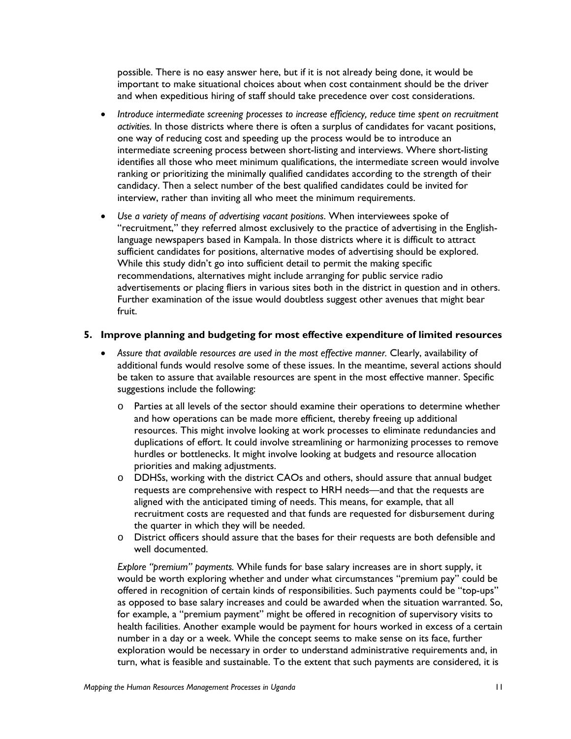possible. There is no easy answer here, but if it is not already being done, it would be important to make situational choices about when cost containment should be the driver and when expeditious hiring of staff should take precedence over cost considerations.

- *Introduce intermediate screening processes to increase efficiency, reduce time spent on recruitment activities.* In those districts where there is often a surplus of candidates for vacant positions, one way of reducing cost and speeding up the process would be to introduce an intermediate screening process between short-listing and interviews. Where short-listing identifies all those who meet minimum qualifications, the intermediate screen would involve ranking or prioritizing the minimally qualified candidates according to the strength of their candidacy. Then a select number of the best qualified candidates could be invited for interview, rather than inviting all who meet the minimum requirements.
- *Use a variety of means of advertising vacant positions.* When interviewees spoke of "recruitment," they referred almost exclusively to the practice of advertising in the English-language newspapers based in Kampala. In those districts where it is difficult to attract sufficient candidates for positions, alternative modes of advertising should be explored. While this study didn't go into sufficient detail to permit the making specific recommendations, alternatives might include arranging for public service radio advertisements or placing fliers in various sites both in the district in question and in others. Further examination of the issue would doubtless suggest other avenues that might bear fruit.

**5. Improve planning and budgeting for most effective expenditure of limited resources**

- *Assure that available resources are used in the most effective manner.* Clearly, availability of additional funds would resolve some of these issues. In the meantime, several actions should be taken to assure that available resources are spent in the most effective manner. Specific suggestions include the following:
  - Parties at all levels of the sector should examine their operations to determine whether and how operations can be made more efficient, thereby freeing up additional resources. This might involve looking at work processes to eliminate redundancies and duplications of effort. It could involve streamlining or harmonizing processes to remove hurdles or bottlenecks. It might involve looking at budgets and resource allocation priorities and making adjustments.
  - DDHSs, working with the district CAOs and others, should assure that annual budget requests are comprehensive with respect to HRH needs—and that the requests are aligned with the anticipated timing of needs. This means, for example, that all recruitment costs are requested and that funds are requested for disbursement during the quarter in which they will be needed.
  - District officers should assure that the bases for their requests are both defensible and well documented.

  *Explore "premium" payments.* While funds for base salary increases are in short supply, it would be worth exploring whether and under what circumstances "premium pay" could be offered in recognition of certain kinds of responsibilities. Such payments could be "top-ups" as opposed to base salary increases and could be awarded when the situation warranted. So, for example, a "premium payment" might be offered in recognition of supervisory visits to health facilities. Another example would be payment for hours worked in excess of a certain number in a day or a week. While the concept seems to make sense on its face, further exploration would be necessary in order to understand administrative requirements and, in turn, what is feasible and sustainable. To the extent that such payments are considered, it is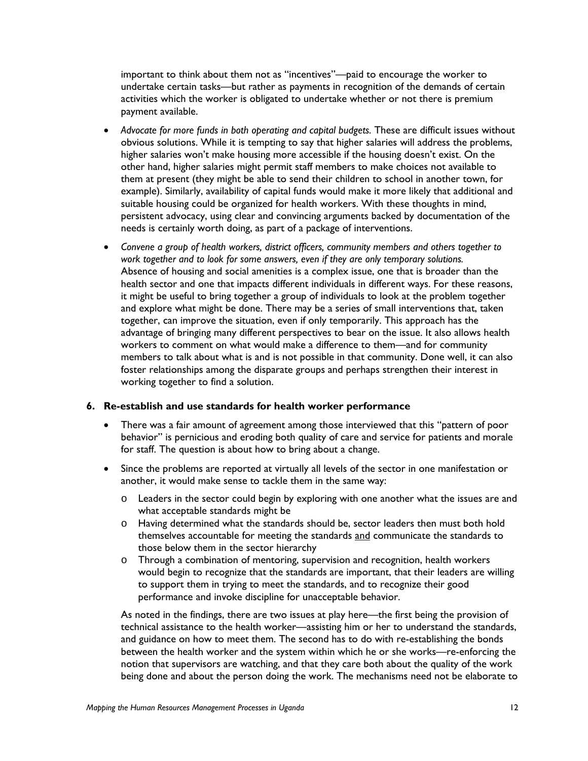important to think about them not as "incentives"—paid to encourage the worker to undertake certain tasks—but rather as payments in recognition of the demands of certain activities which the worker is obligated to undertake whether or not there is premium payment available.

- *Advocate for more funds in both operating and capital budgets.* These are difficult issues without obvious solutions. While it is tempting to say that higher salaries will address the problems, higher salaries won't make housing more accessible if the housing doesn't exist. On the other hand, higher salaries might permit staff members to make choices not available to them at present (they might be able to send their children to school in another town, for example). Similarly, availability of capital funds would make it more likely that additional and suitable housing could be organized for health workers. With these thoughts in mind, persistent advocacy, using clear and convincing arguments backed by documentation of the needs is certainly worth doing, as part of a package of interventions.
- *Convene a group of health workers, district officers, community members and others together to work together and to look for some answers, even if they are only temporary solutions.* Absence of housing and social amenities is a complex issue, one that is broader than the health sector and one that impacts different individuals in different ways. For these reasons, it might be useful to bring together a group of individuals to look at the problem together and explore what might be done. There may be a series of small interventions that, taken together, can improve the situation, even if only temporarily. This approach has the advantage of bringing many different perspectives to bear on the issue. It also allows health workers to comment on what would make a difference to them—and for community members to talk about what is and is not possible in that community. Done well, it can also foster relationships among the disparate groups and perhaps strengthen their interest in working together to find a solution.

**6. Re-establish and use standards for health worker performance**

- There was a fair amount of agreement among those interviewed that this "pattern of poor behavior" is pernicious and eroding both quality of care and service for patients and morale for staff. The question is about how to bring about a change.
- Since the problems are reported at virtually all levels of the sector in one manifestation or another, it would make sense to tackle them in the same way:
    - Leaders in the sector could begin by exploring with one another what the issues are and what acceptable standards might be
    - Having determined what the standards should be, sector leaders then must both hold themselves accountable for meeting the standards and communicate the standards to those below them in the sector hierarchy
    - Through a combination of mentoring, supervision and recognition, health workers would begin to recognize that the standards are important, that their leaders are willing to support them in trying to meet the standards, and to recognize their good performance and invoke discipline for unacceptable behavior.

As noted in the findings, there are two issues at play here—the first being the provision of technical assistance to the health worker—assisting him or her to understand the standards, and guidance on how to meet them. The second has to do with re-establishing the bonds between the health worker and the system within which he or she works—re-enforcing the notion that supervisors are watching, and that they care both about the quality of the work being done and about the person doing the work. The mechanisms need not be elaborate to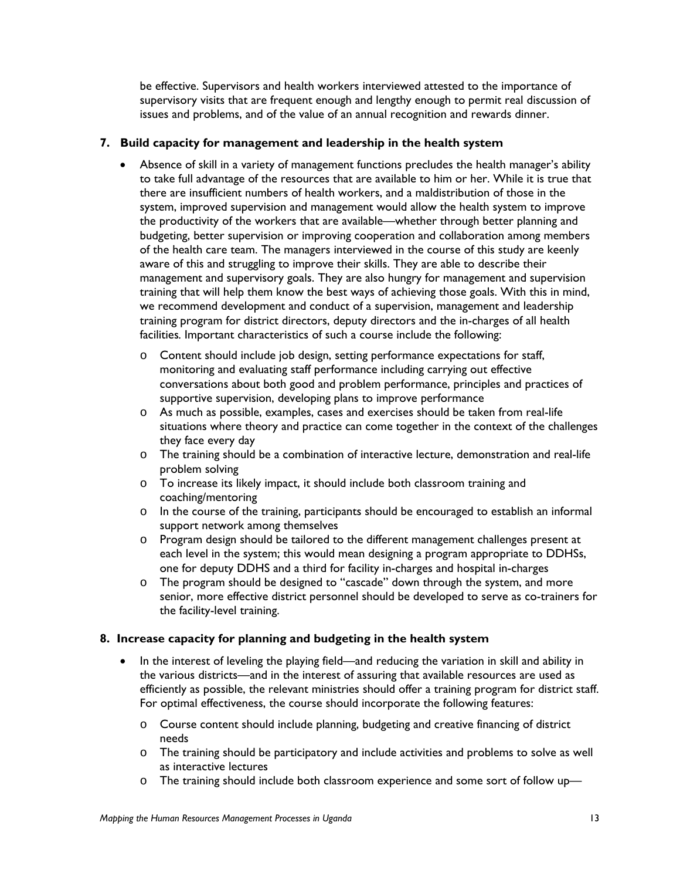be effective. Supervisors and health workers interviewed attested to the importance of supervisory visits that are frequent enough and lengthy enough to permit real discussion of issues and problems, and of the value of an annual recognition and rewards dinner.

**7. Build capacity for management and leadership in the health system**

- Absence of skill in a variety of management functions precludes the health manager's ability to take full advantage of the resources that are available to him or her. While it is true that there are insufficient numbers of health workers, and a maldistribution of those in the system, improved supervision and management would allow the health system to improve the productivity of the workers that are available—whether through better planning and budgeting, better supervision or improving cooperation and collaboration among members of the health care team. The managers interviewed in the course of this study are keenly aware of this and struggling to improve their skills. They are able to describe their management and supervisory goals. They are also hungry for management and supervision training that will help them know the best ways of achieving those goals. With this in mind, we recommend development and conduct of a supervision, management and leadership training program for district directors, deputy directors and the in-charges of all health facilities. Important characteristics of such a course include the following:
    - Content should include job design, setting performance expectations for staff, monitoring and evaluating staff performance including carrying out effective conversations about both good and problem performance, principles and practices of supportive supervision, developing plans to improve performance
    - As much as possible, examples, cases and exercises should be taken from real-life situations where theory and practice can come together in the context of the challenges they face every day
    - The training should be a combination of interactive lecture, demonstration and real-life problem solving
    - To increase its likely impact, it should include both classroom training and coaching/mentoring
    - In the course of the training, participants should be encouraged to establish an informal support network among themselves
    - Program design should be tailored to the different management challenges present at each level in the system; this would mean designing a program appropriate to DDHSs, one for deputy DDHS and a third for facility in-charges and hospital in-charges
    - The program should be designed to "cascade" down through the system, and more senior, more effective district personnel should be developed to serve as co-trainers for the facility-level training.

**8. Increase capacity for planning and budgeting in the health system**

- In the interest of leveling the playing field—and reducing the variation in skill and ability in the various districts—and in the interest of assuring that available resources are used as efficiently as possible, the relevant ministries should offer a training program for district staff. For optimal effectiveness, the course should incorporate the following features:
    - Course content should include planning, budgeting and creative financing of district needs
    - The training should be participatory and include activities and problems to solve as well as interactive lectures
    - The training should include both classroom experience and some sort of follow up—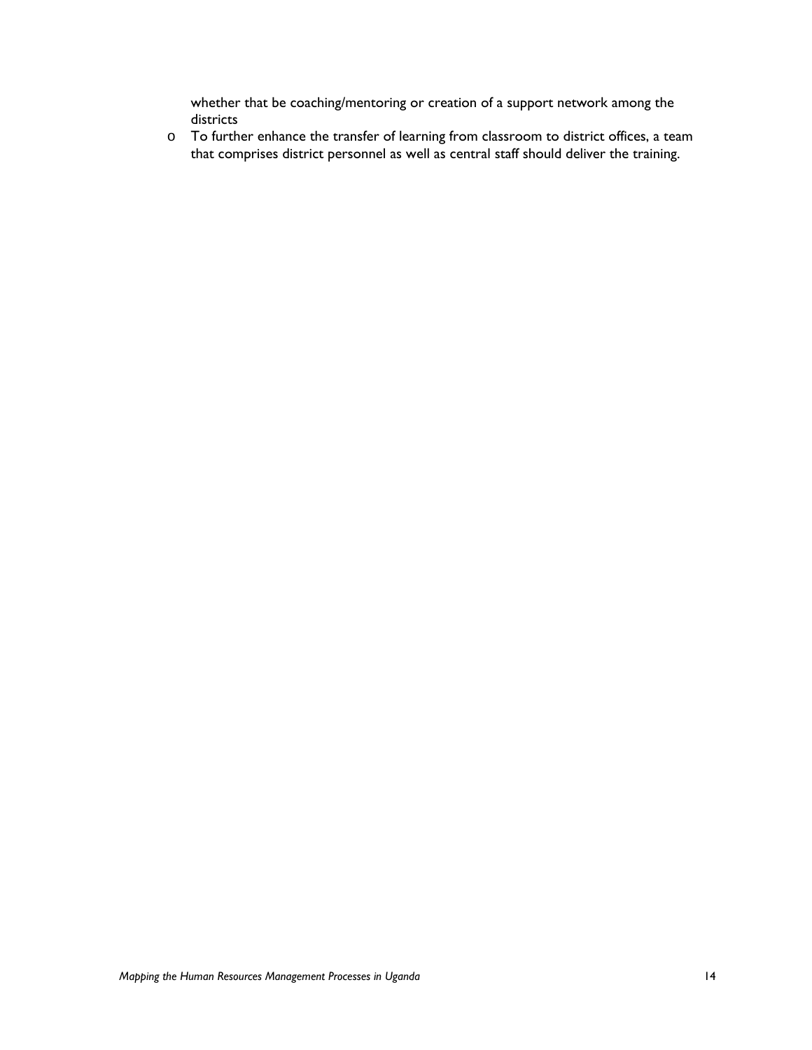whether that be coaching/mentoring or creation of a support network among the districts

- To further enhance the transfer of learning from classroom to district offices, a team that comprises district personnel as well as central staff should deliver the training.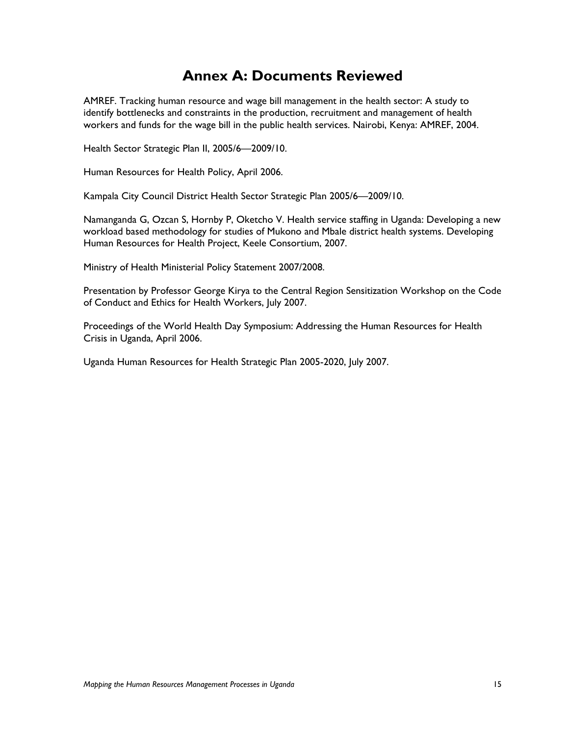# Annex A: Documents Reviewed

AMREF. Tracking human resource and wage bill management in the health sector: A study to identify bottlenecks and constraints in the production, recruitment and management of health workers and funds for the wage bill in the public health services. Nairobi, Kenya: AMREF, 2004.

Health Sector Strategic Plan II, 2005/6—2009/10.

Human Resources for Health Policy, April 2006.

Kampala City Council District Health Sector Strategic Plan 2005/6—2009/10.

Namanganda G, Ozcan S, Hornby P, Oketcho V. Health service staffing in Uganda: Developing a new workload based methodology for studies of Mukono and Mbale district health systems. Developing Human Resources for Health Project, Keele Consortium, 2007.

Ministry of Health Ministerial Policy Statement 2007/2008.

Presentation by Professor George Kirya to the Central Region Sensitization Workshop on the Code of Conduct and Ethics for Health Workers, July 2007.

Proceedings of the World Health Day Symposium: Addressing the Human Resources for Health Crisis in Uganda, April 2006.

Uganda Human Resources for Health Strategic Plan 2005-2020, July 2007.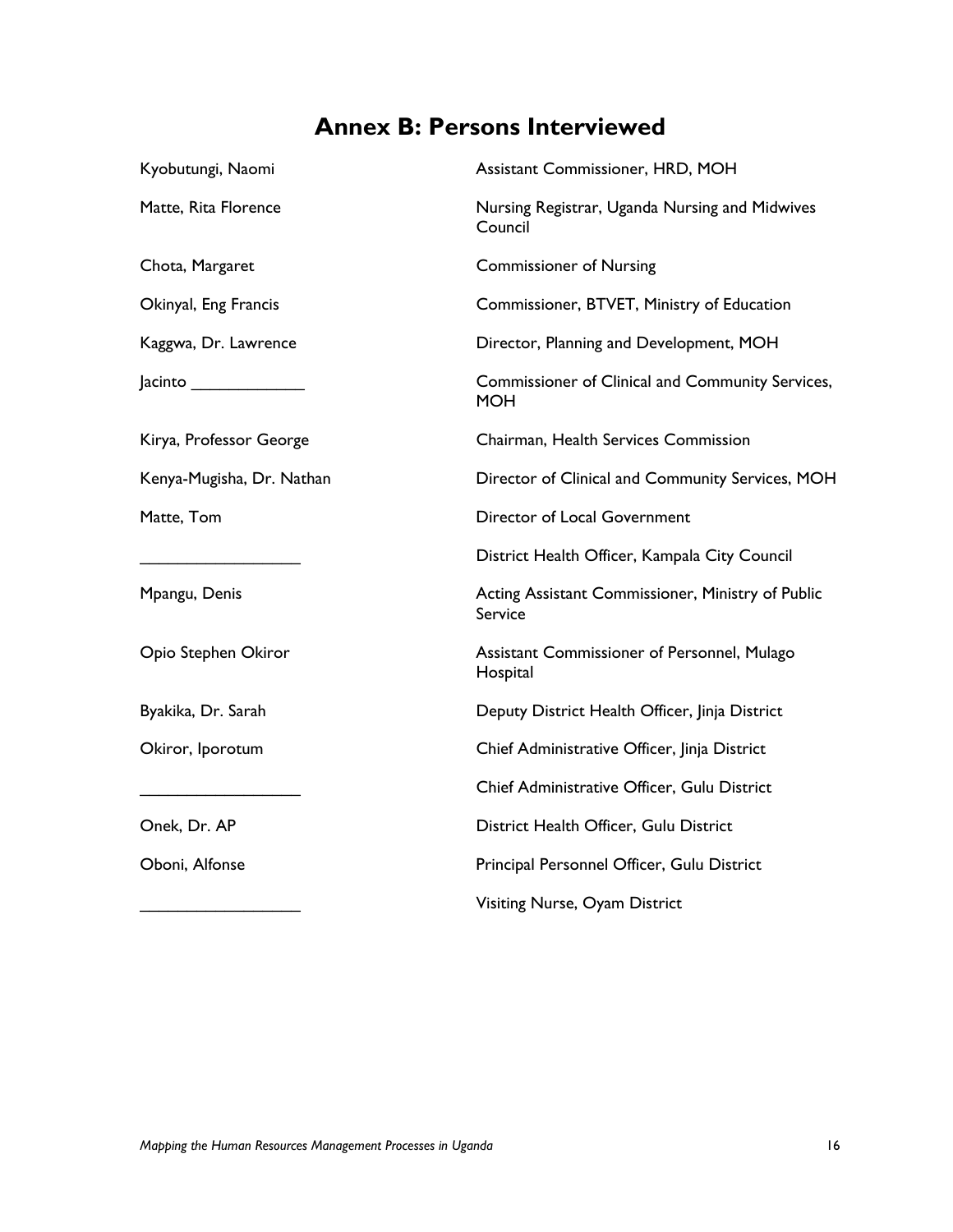# Annex B: Persons Interviewed

| | |
|---|---|
| Kyobutungi, Naomi | Assistant Commissioner, HRD, MOH |
| Matte, Rita Florence | Nursing Registrar, Uganda Nursing and Midwives Council |
| Chota, Margaret | Commissioner of Nursing |
| Okinyal, Eng Francis | Commissioner, BTVET, Ministry of Education |
| Kaggwa, Dr. Lawrence | Director, Planning and Development, MOH |
| Jacinto ____________ | Commissioner of Clinical and Community Services, MOH |
| Kirya, Professor George | Chairman, Health Services Commission |
| Kenya-Mugisha, Dr. Nathan | Director of Clinical and Community Services, MOH |
| Matte, Tom | Director of Local Government |
| _________________ | District Health Officer, Kampala City Council |
| Mpangu, Denis | Acting Assistant Commissioner, Ministry of Public Service |
| Opio Stephen Okiror | Assistant Commissioner of Personnel, Mulago Hospital |
| Byakika, Dr. Sarah | Deputy District Health Officer, Jinja District |
| Okiror, Iporotum | Chief Administrative Officer, Jinja District |
| _________________ | Chief Administrative Officer, Gulu District |
| Onek, Dr. AP | District Health Officer, Gulu District |
| Oboni, Alfonse | Principal Personnel Officer, Gulu District |
| _________________ | Visiting Nurse, Oyam District |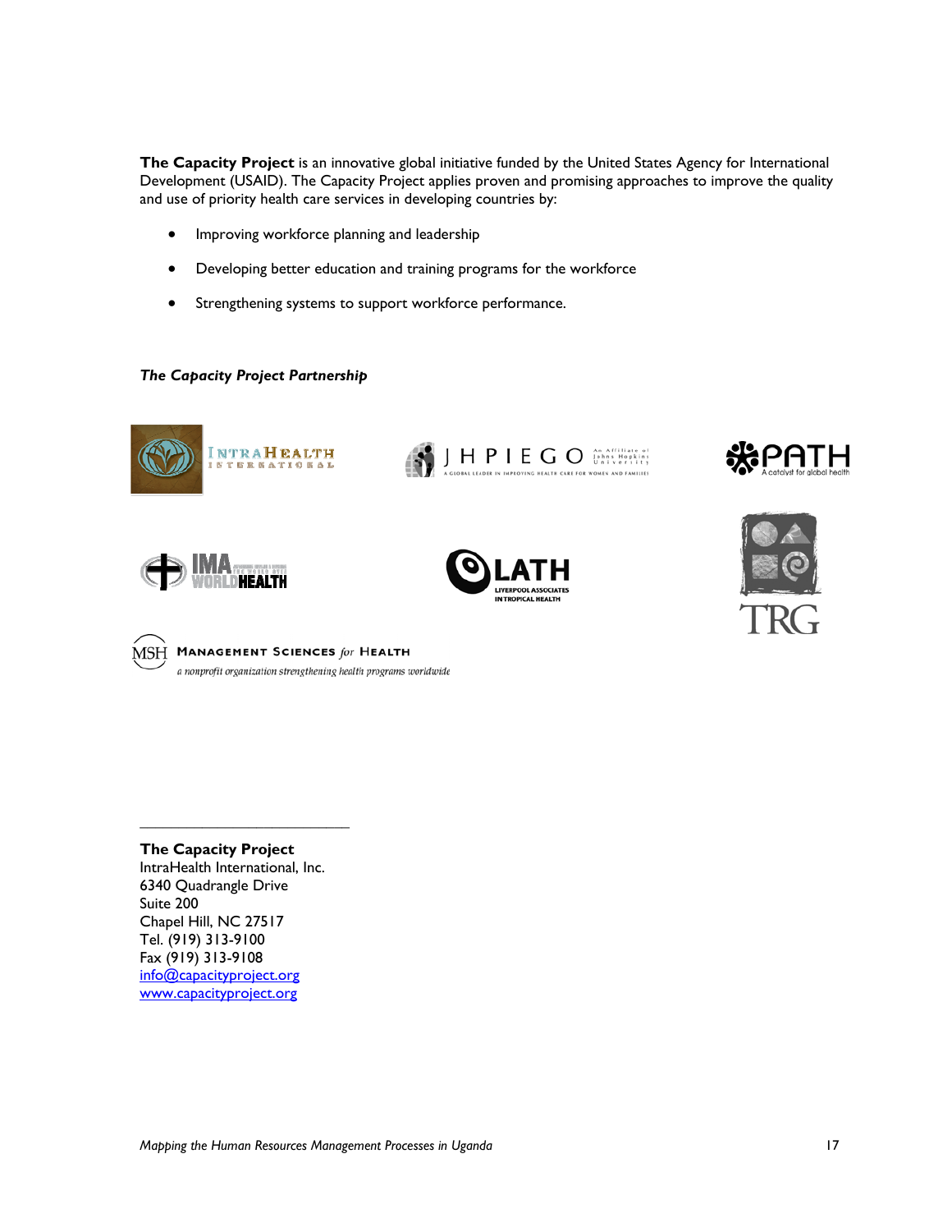**The Capacity Project** is an innovative global initiative funded by the United States Agency for International Development (USAID). The Capacity Project applies proven and promising approaches to improve the quality and use of priority health care services in developing countries by:

- Improving workforce planning and leadership
- Developing better education and training programs for the workforce
- Strengthening systems to support workforce performance.

***The Capacity Project Partnership***

IntraHealth International

JHPIEGO — An Affiliate of Johns Hopkins University — A Global Leader in Improving Health Care for Women and Families

PATH — A catalyst for global health

IMA World Health

LATH — Liverpool Associates in Tropical Health

TRG

MSH — Management Sciences *for* Health — *a nonprofit organization strengthening health programs worldwide*

---

**The Capacity Project**
IntraHealth International, Inc.
6340 Quadrangle Drive
Suite 200
Chapel Hill, NC 27517
Tel. (919) 313-9100
Fax (919) 313-9108
info@capacityproject.org
www.capacityproject.org